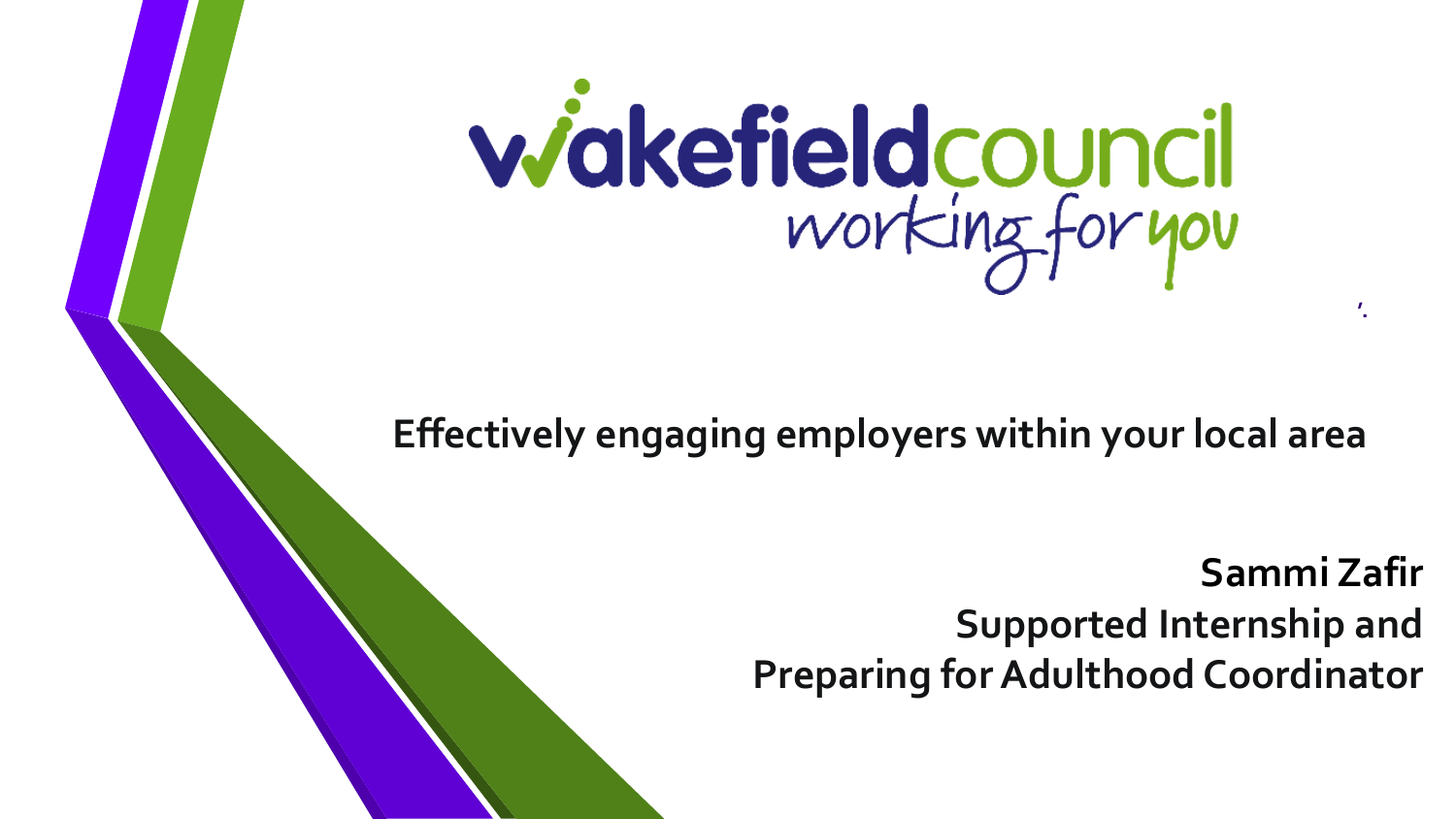wakefieldcouncil working for you

# Effectively engaging employers within your local area

**Sammi Zafir**
**Supported Internship and Preparing for Adulthood Coordinator**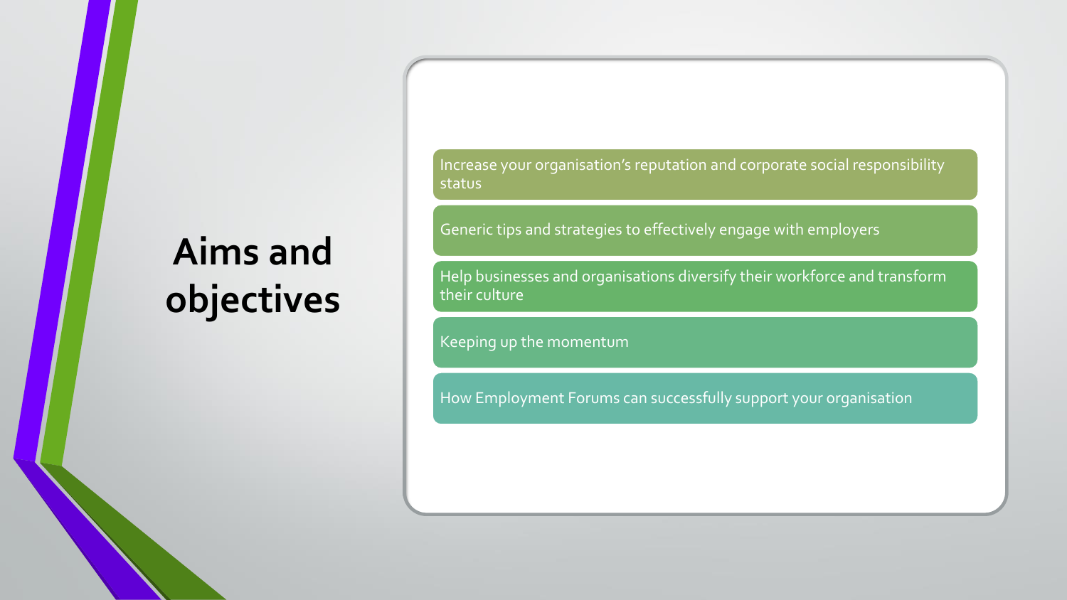# Aims and objectives

- Increase your organisation's reputation and corporate social responsibility status
- Generic tips and strategies to effectively engage with employers
- Help businesses and organisations diversify their workforce and transform their culture
- Keeping up the momentum
- How Employment Forums can successfully support your organisation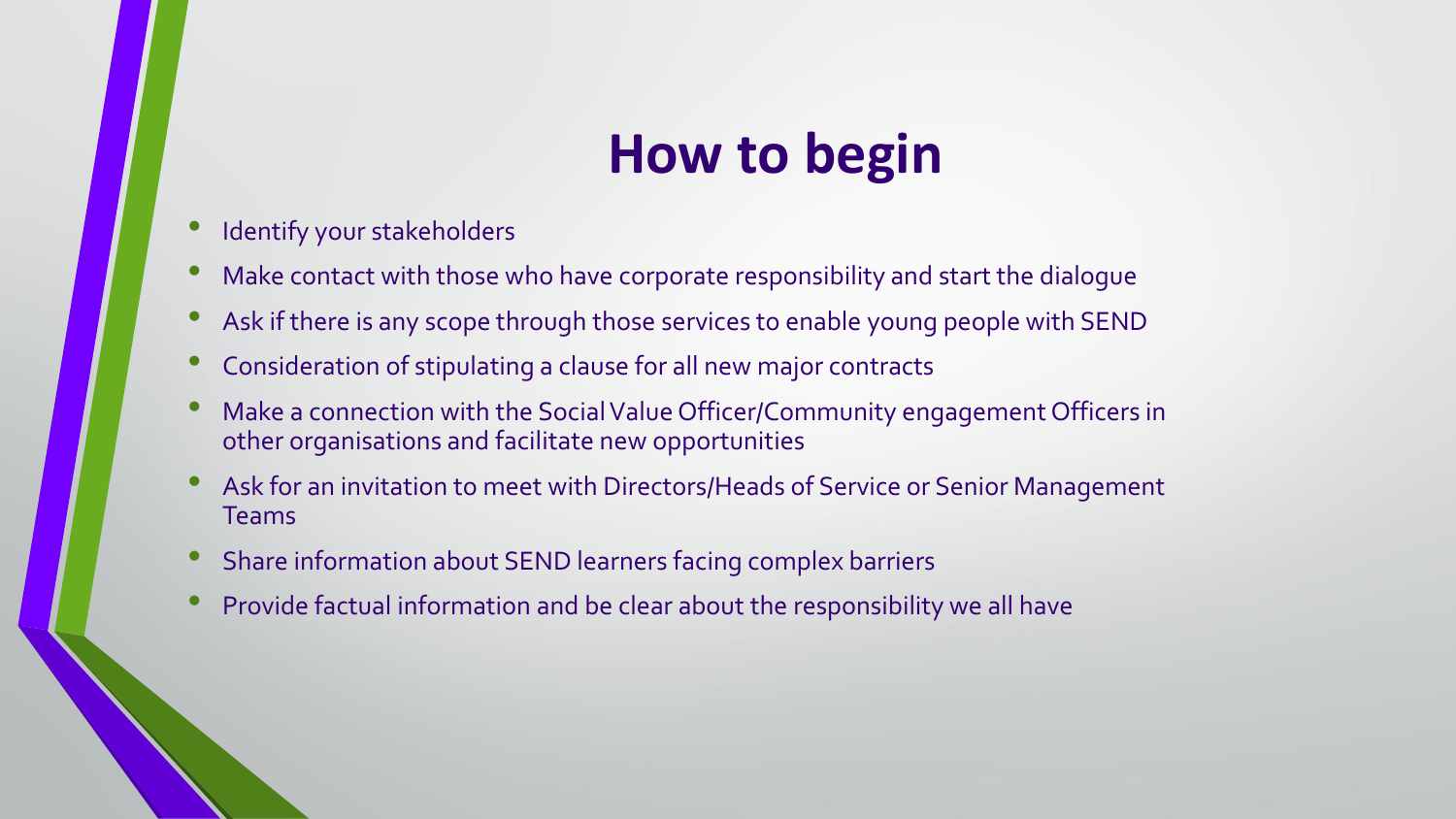# How to begin

- Identify your stakeholders
- Make contact with those who have corporate responsibility and start the dialogue
- Ask if there is any scope through those services to enable young people with SEND
- Consideration of stipulating a clause for all new major contracts
- Make a connection with the Social Value Officer/Community engagement Officers in other organisations and facilitate new opportunities
- Ask for an invitation to meet with Directors/Heads of Service or Senior Management Teams
- Share information about SEND learners facing complex barriers
- Provide factual information and be clear about the responsibility we all have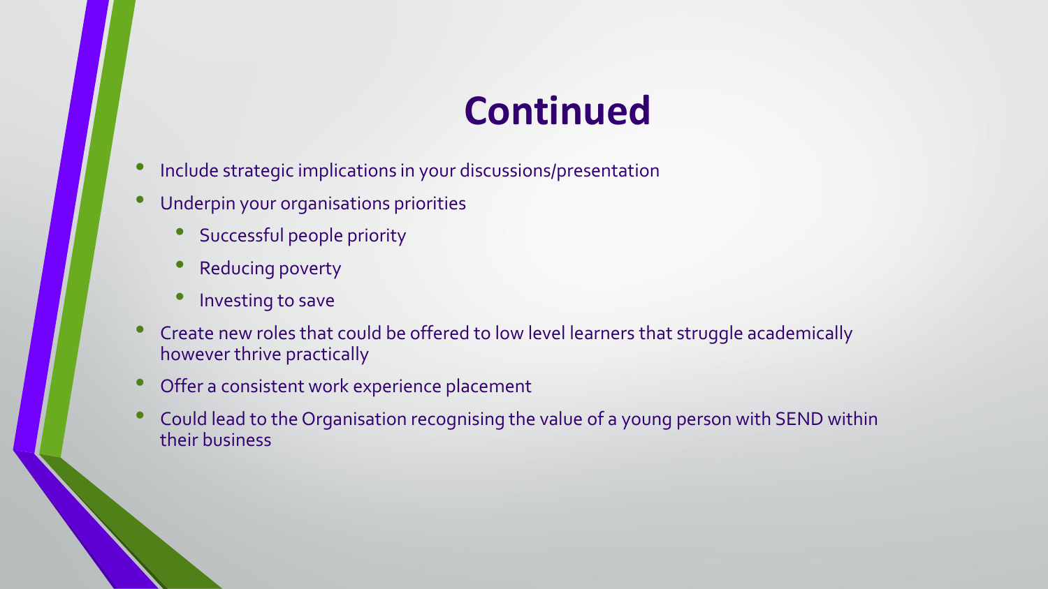# Continued

- Include strategic implications in your discussions/presentation
- Underpin your organisations priorities
  - Successful people priority
  - Reducing poverty
  - Investing to save
- Create new roles that could be offered to low level learners that struggle academically however thrive practically
- Offer a consistent work experience placement
- Could lead to the Organisation recognising the value of a young person with SEND within their business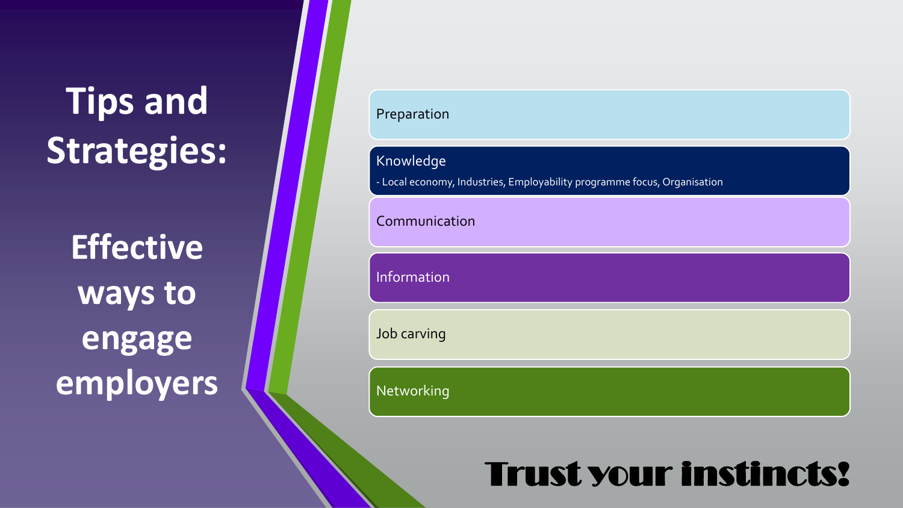# Tips and Strategies:

## Effective ways to engage employers

- Preparation
- Knowledge
  - Local economy, Industries, Employability programme focus, Organisation
- Communication
- Information
- Job carving
- Networking

**Trust your instincts!**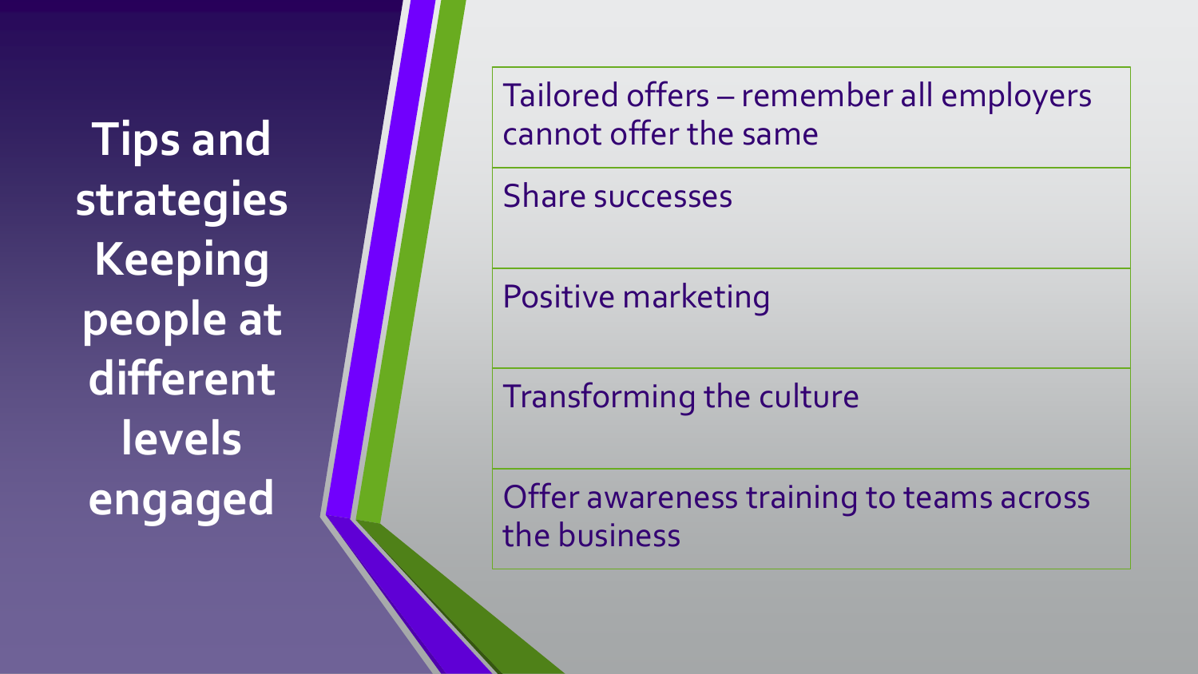# Tips and strategies Keeping people at different levels engaged

- Tailored offers – remember all employers cannot offer the same
- Share successes
- Positive marketing
- Transforming the culture
- Offer awareness training to teams across the business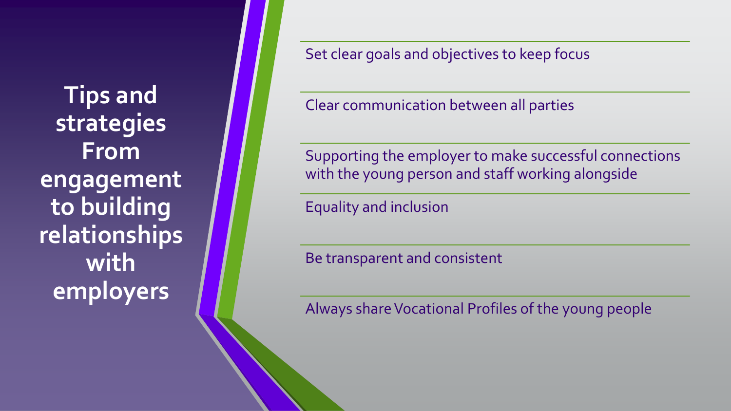# Tips and strategies From engagement to building relationships with employers

- Set clear goals and objectives to keep focus
- Clear communication between all parties
- Supporting the employer to make successful connections with the young person and staff working alongside
- Equality and inclusion
- Be transparent and consistent
- Always share Vocational Profiles of the young people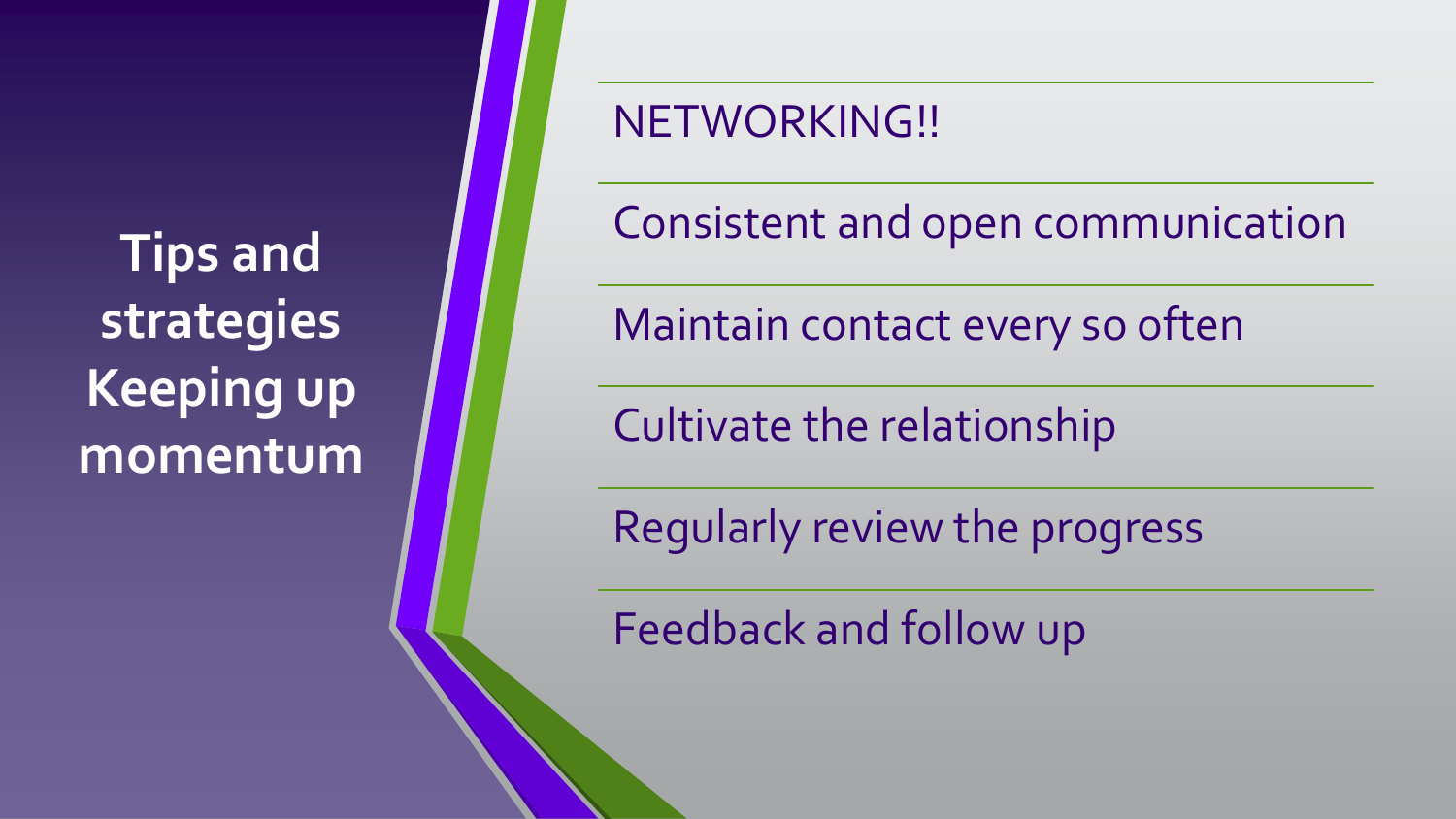# Tips and strategies Keeping up momentum

- NETWORKING!!
- Consistent and open communication
- Maintain contact every so often
- Cultivate the relationship
- Regularly review the progress
- Feedback and follow up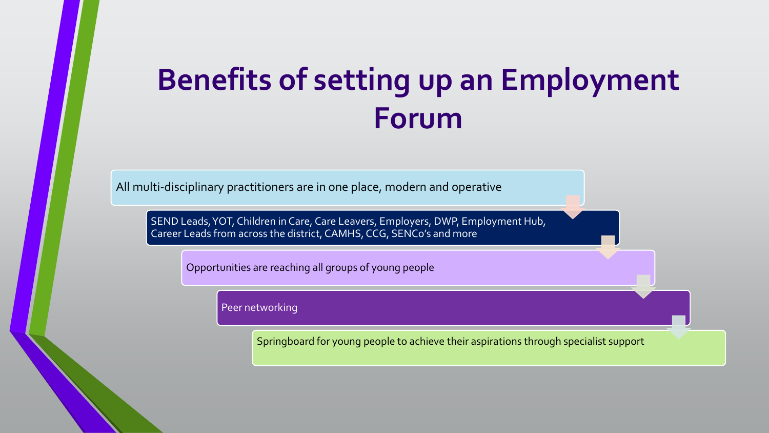# Benefits of setting up an Employment Forum

- All multi-disciplinary practitioners are in one place, modern and operative
- SEND Leads, YOT, Children in Care, Care Leavers, Employers, DWP, Employment Hub, Career Leads from across the district, CAMHS, CCG, SENCo's and more
- Opportunities are reaching all groups of young people
- Peer networking
- Springboard for young people to achieve their aspirations through specialist support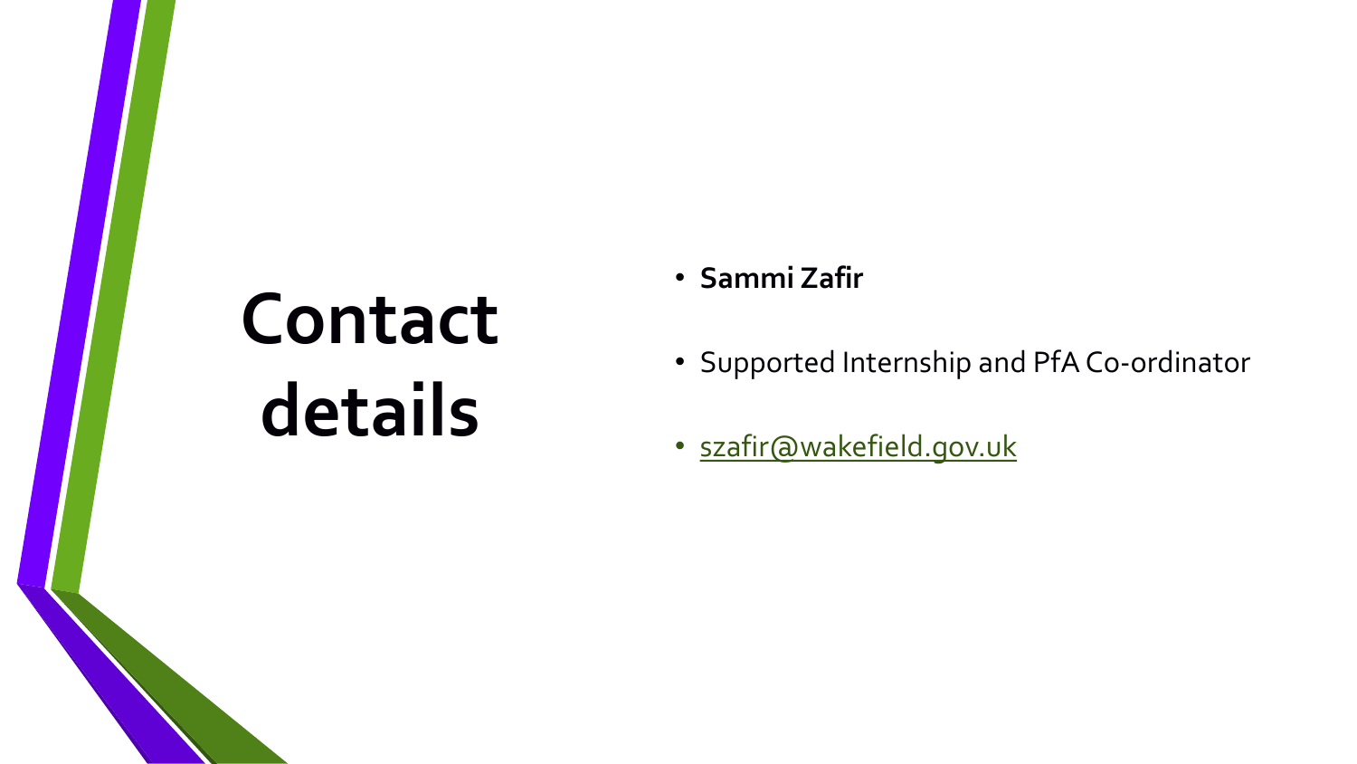# Contact details

- **Sammi Zafir**
- Supported Internship and PfA Co-ordinator
- szafir@wakefield.gov.uk